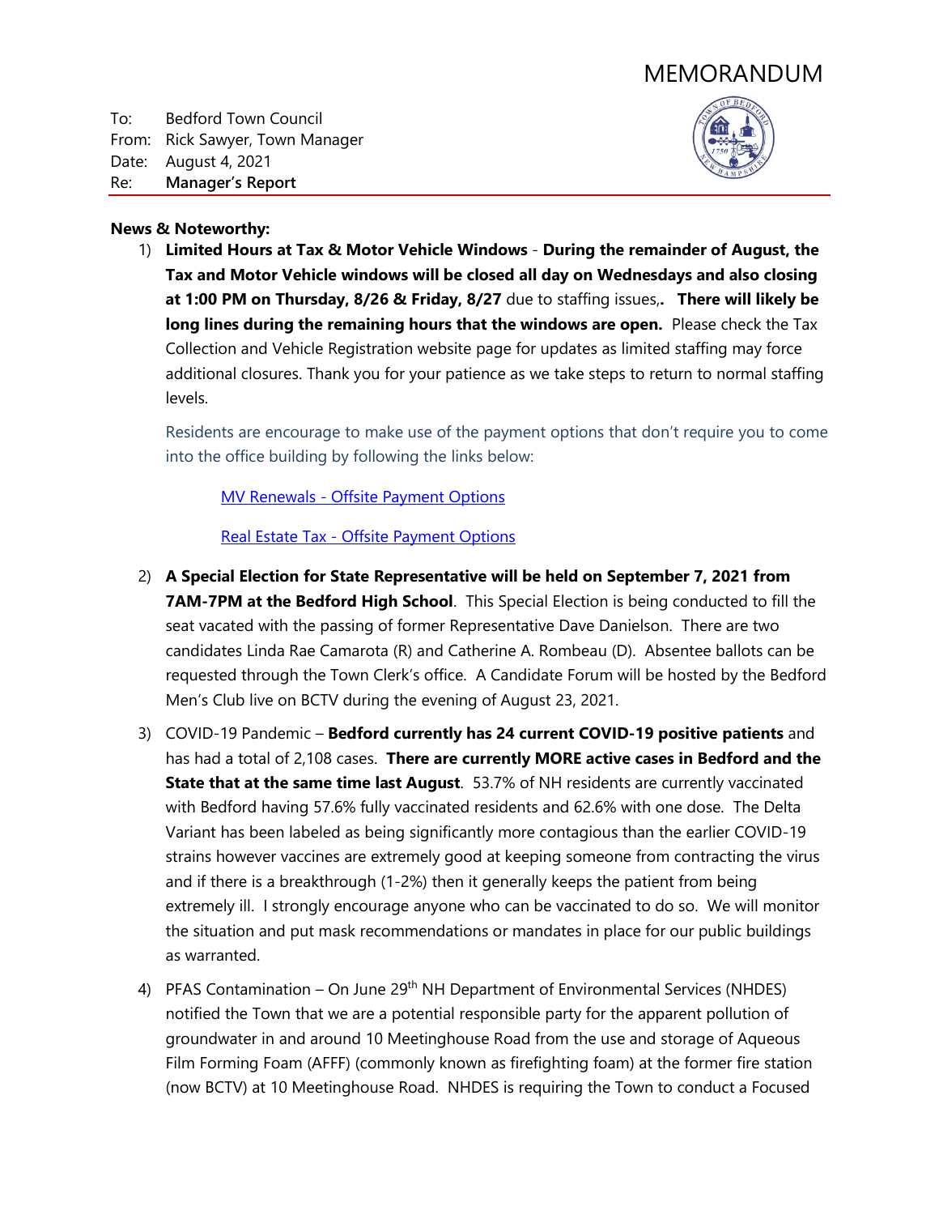# MEMORANDUM

To: Bedford Town Council
From: Rick Sawyer, Town Manager
Date: August 4, 2021
Re: **Manager's Report**

**News & Noteworthy:**

1) **Limited Hours at Tax & Motor Vehicle Windows** - **During the remainder of August, the Tax and Motor Vehicle windows will be closed all day on Wednesdays and also closing at 1:00 PM on Thursday, 8/26 & Friday, 8/27** due to staffing issues,**. There will likely be long lines during the remaining hours that the windows are open.** Please check the Tax Collection and Vehicle Registration website page for updates as limited staffing may force additional closures. Thank you for your patience as we take steps to return to normal staffing levels.

   Residents are encourage to make use of the payment options that don't require you to come into the office building by following the links below:

   MV Renewals - Offsite Payment Options

   Real Estate Tax - Offsite Payment Options

2) **A Special Election for State Representative will be held on September 7, 2021 from 7AM-7PM at the Bedford High School**. This Special Election is being conducted to fill the seat vacated with the passing of former Representative Dave Danielson. There are two candidates Linda Rae Camarota (R) and Catherine A. Rombeau (D). Absentee ballots can be requested through the Town Clerk's office. A Candidate Forum will be hosted by the Bedford Men's Club live on BCTV during the evening of August 23, 2021.

3) COVID-19 Pandemic – **Bedford currently has 24 current COVID-19 positive patients** and has had a total of 2,108 cases. **There are currently MORE active cases in Bedford and the State that at the same time last August**. 53.7% of NH residents are currently vaccinated with Bedford having 57.6% fully vaccinated residents and 62.6% with one dose. The Delta Variant has been labeled as being significantly more contagious than the earlier COVID-19 strains however vaccines are extremely good at keeping someone from contracting the virus and if there is a breakthrough (1-2%) then it generally keeps the patient from being extremely ill. I strongly encourage anyone who can be vaccinated to do so. We will monitor the situation and put mask recommendations or mandates in place for our public buildings as warranted.

4) PFAS Contamination – On June 29th NH Department of Environmental Services (NHDES) notified the Town that we are a potential responsible party for the apparent pollution of groundwater in and around 10 Meetinghouse Road from the use and storage of Aqueous Film Forming Foam (AFFF) (commonly known as firefighting foam) at the former fire station (now BCTV) at 10 Meetinghouse Road. NHDES is requiring the Town to conduct a Focused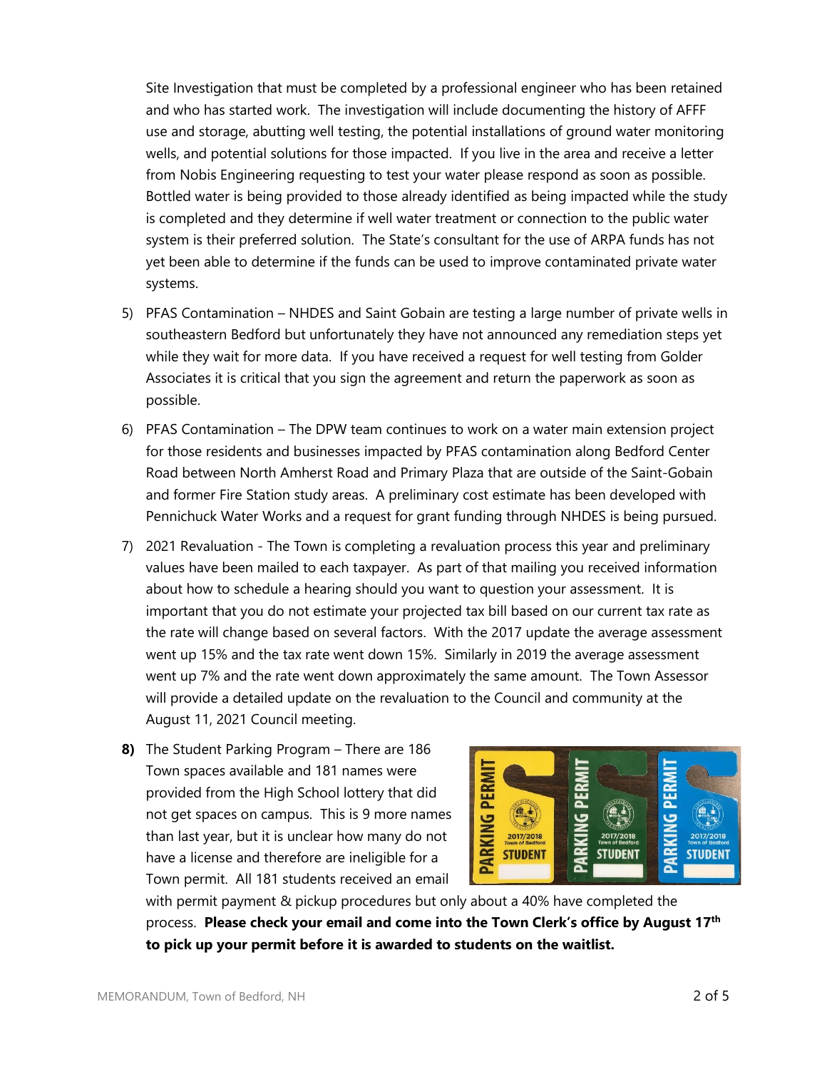Site Investigation that must be completed by a professional engineer who has been retained and who has started work. The investigation will include documenting the history of AFFF use and storage, abutting well testing, the potential installations of ground water monitoring wells, and potential solutions for those impacted. If you live in the area and receive a letter from Nobis Engineering requesting to test your water please respond as soon as possible. Bottled water is being provided to those already identified as being impacted while the study is completed and they determine if well water treatment or connection to the public water system is their preferred solution. The State's consultant for the use of ARPA funds has not yet been able to determine if the funds can be used to improve contaminated private water systems.

5) PFAS Contamination – NHDES and Saint Gobain are testing a large number of private wells in southeastern Bedford but unfortunately they have not announced any remediation steps yet while they wait for more data. If you have received a request for well testing from Golder Associates it is critical that you sign the agreement and return the paperwork as soon as possible.

6) PFAS Contamination – The DPW team continues to work on a water main extension project for those residents and businesses impacted by PFAS contamination along Bedford Center Road between North Amherst Road and Primary Plaza that are outside of the Saint-Gobain and former Fire Station study areas. A preliminary cost estimate has been developed with Pennichuck Water Works and a request for grant funding through NHDES is being pursued.

7) 2021 Revaluation - The Town is completing a revaluation process this year and preliminary values have been mailed to each taxpayer. As part of that mailing you received information about how to schedule a hearing should you want to question your assessment. It is important that you do not estimate your projected tax bill based on our current tax rate as the rate will change based on several factors. With the 2017 update the average assessment went up 15% and the tax rate went down 15%. Similarly in 2019 the average assessment went up 7% and the rate went down approximately the same amount. The Town Assessor will provide a detailed update on the revaluation to the Council and community at the August 11, 2021 Council meeting.

**8)** The Student Parking Program – There are 186 Town spaces available and 181 names were provided from the High School lottery that did not get spaces on campus. This is 9 more names than last year, but it is unclear how many do not have a license and therefore are ineligible for a Town permit. All 181 students received an email with permit payment & pickup procedures but only about a 40% have completed the process. **Please check your email and come into the Town Clerk's office by August 17th to pick up your permit before it is awarded to students on the waitlist.**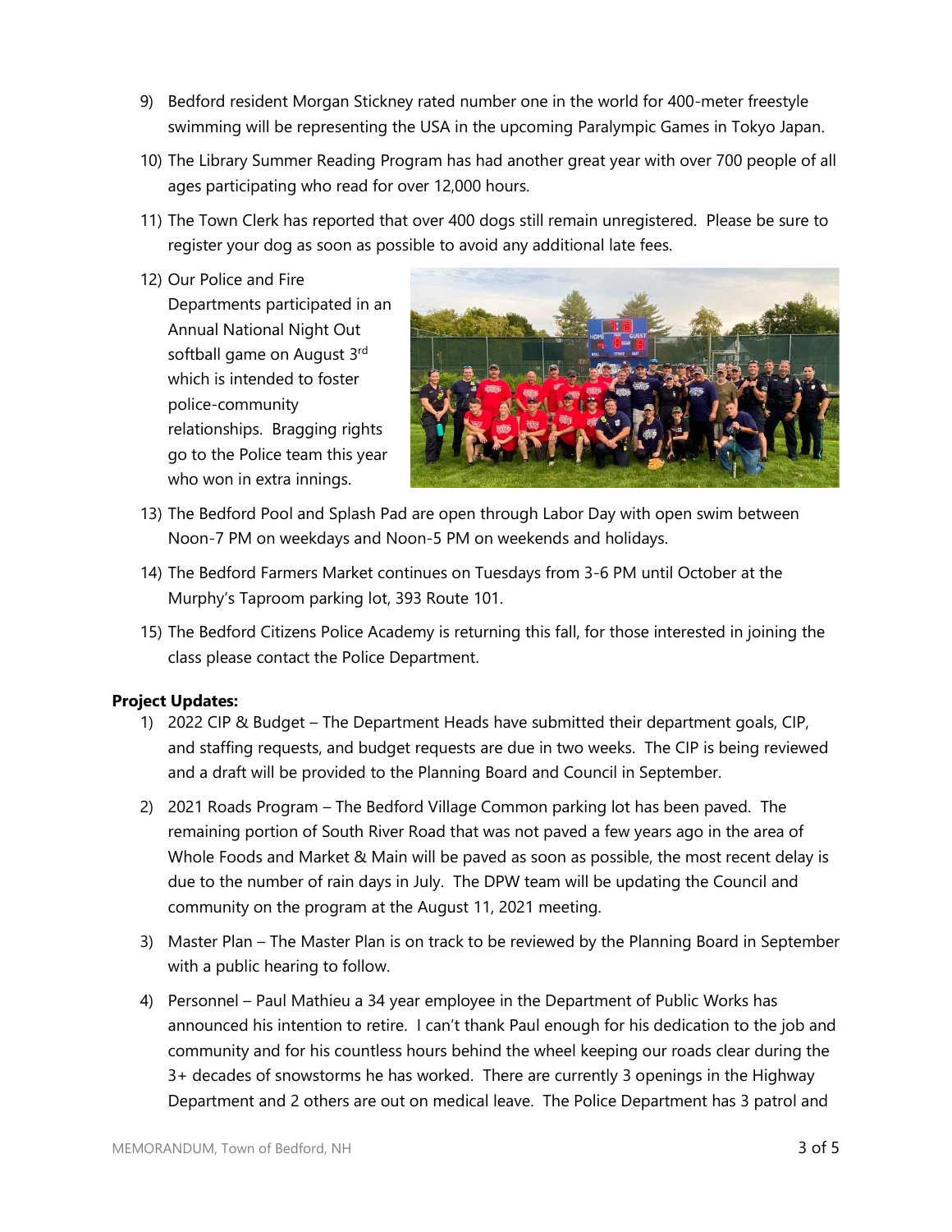9) Bedford resident Morgan Stickney rated number one in the world for 400-meter freestyle swimming will be representing the USA in the upcoming Paralympic Games in Tokyo Japan.

10) The Library Summer Reading Program has had another great year with over 700 people of all ages participating who read for over 12,000 hours.

11) The Town Clerk has reported that over 400 dogs still remain unregistered. Please be sure to register your dog as soon as possible to avoid any additional late fees.

12) Our Police and Fire Departments participated in an Annual National Night Out softball game on August 3rd which is intended to foster police-community relationships. Bragging rights go to the Police team this year who won in extra innings.

13) The Bedford Pool and Splash Pad are open through Labor Day with open swim between Noon-7 PM on weekdays and Noon-5 PM on weekends and holidays.

14) The Bedford Farmers Market continues on Tuesdays from 3-6 PM until October at the Murphy's Taproom parking lot, 393 Route 101.

15) The Bedford Citizens Police Academy is returning this fall, for those interested in joining the class please contact the Police Department.

**Project Updates:**

1) 2022 CIP & Budget – The Department Heads have submitted their department goals, CIP, and staffing requests, and budget requests are due in two weeks. The CIP is being reviewed and a draft will be provided to the Planning Board and Council in September.

2) 2021 Roads Program – The Bedford Village Common parking lot has been paved. The remaining portion of South River Road that was not paved a few years ago in the area of Whole Foods and Market & Main will be paved as soon as possible, the most recent delay is due to the number of rain days in July. The DPW team will be updating the Council and community on the program at the August 11, 2021 meeting.

3) Master Plan – The Master Plan is on track to be reviewed by the Planning Board in September with a public hearing to follow.

4) Personnel – Paul Mathieu a 34 year employee in the Department of Public Works has announced his intention to retire. I can't thank Paul enough for his dedication to the job and community and for his countless hours behind the wheel keeping our roads clear during the 3+ decades of snowstorms he has worked. There are currently 3 openings in the Highway Department and 2 others are out on medical leave. The Police Department has 3 patrol and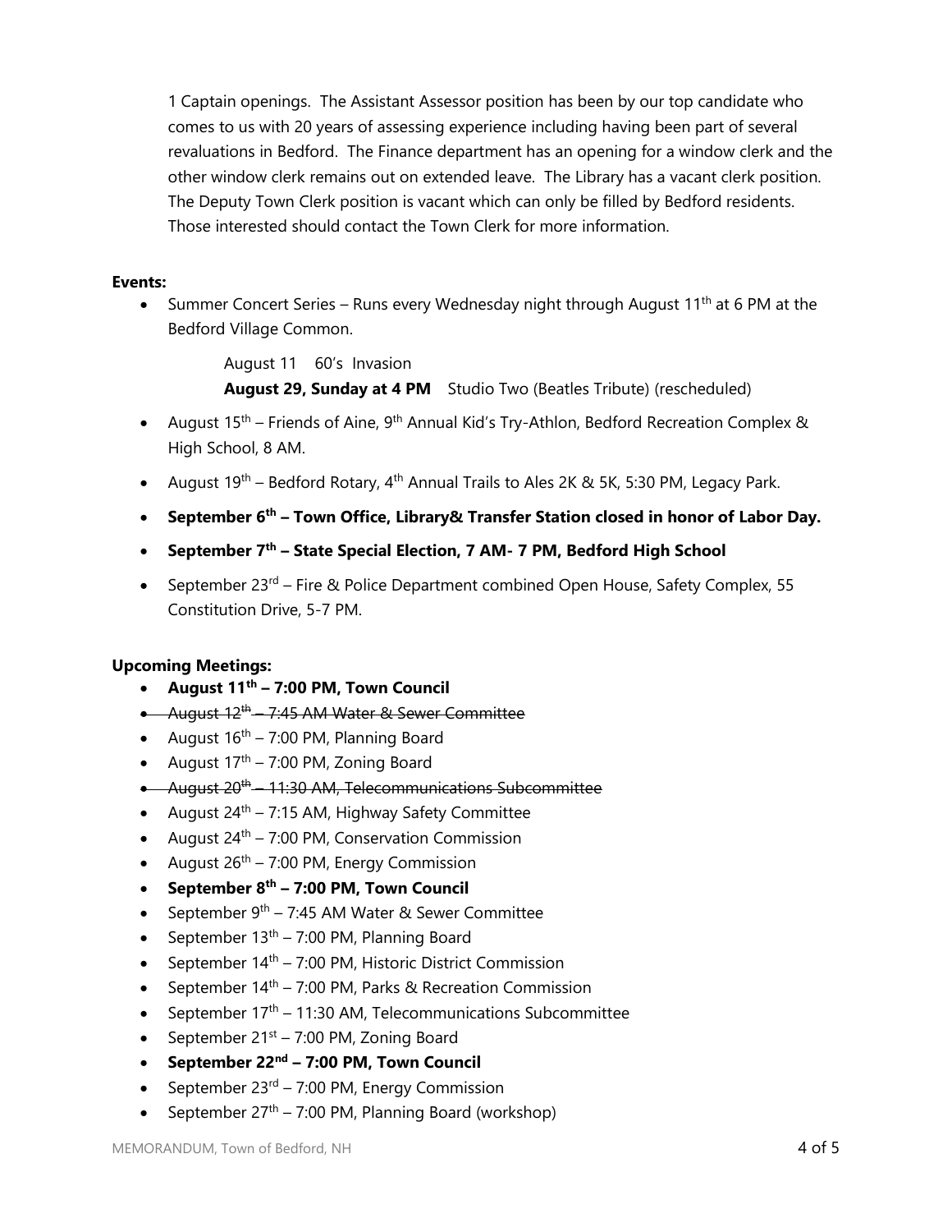1 Captain openings. The Assistant Assessor position has been by our top candidate who comes to us with 20 years of assessing experience including having been part of several revaluations in Bedford. The Finance department has an opening for a window clerk and the other window clerk remains out on extended leave. The Library has a vacant clerk position. The Deputy Town Clerk position is vacant which can only be filled by Bedford residents. Those interested should contact the Town Clerk for more information.

**Events:**

- Summer Concert Series – Runs every Wednesday night through August 11th at 6 PM at the Bedford Village Common.

  August 11 60's Invasion

  **August 29, Sunday at 4 PM** Studio Two (Beatles Tribute) (rescheduled)

- August 15th – Friends of Aine, 9th Annual Kid's Try-Athlon, Bedford Recreation Complex & High School, 8 AM.
- August 19th – Bedford Rotary, 4th Annual Trails to Ales 2K & 5K, 5:30 PM, Legacy Park.
- **September 6th – Town Office, Library& Transfer Station closed in honor of Labor Day.**
- **September 7th – State Special Election, 7 AM- 7 PM, Bedford High School**
- September 23rd – Fire & Police Department combined Open House, Safety Complex, 55 Constitution Drive, 5-7 PM.

**Upcoming Meetings:**

- **August 11th – 7:00 PM, Town Council**
- ~~August 12th – 7:45 AM Water & Sewer Committee~~
- August 16th – 7:00 PM, Planning Board
- August 17th – 7:00 PM, Zoning Board
- ~~August 20th – 11:30 AM, Telecommunications Subcommittee~~
- August 24th – 7:15 AM, Highway Safety Committee
- August 24th – 7:00 PM, Conservation Commission
- August 26th – 7:00 PM, Energy Commission
- **September 8th – 7:00 PM, Town Council**
- September 9th – 7:45 AM Water & Sewer Committee
- September 13th – 7:00 PM, Planning Board
- September 14th – 7:00 PM, Historic District Commission
- September 14th – 7:00 PM, Parks & Recreation Commission
- September 17th – 11:30 AM, Telecommunications Subcommittee
- September 21st – 7:00 PM, Zoning Board
- **September 22nd – 7:00 PM, Town Council**
- September 23rd – 7:00 PM, Energy Commission
- September 27th – 7:00 PM, Planning Board (workshop)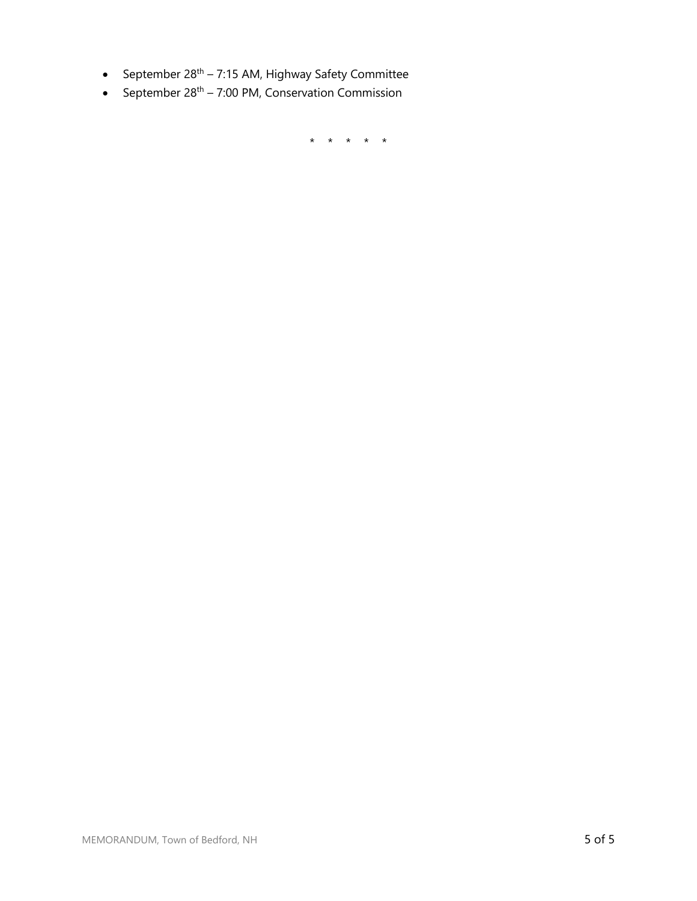- September 28th – 7:15 AM, Highway Safety Committee
- September 28th – 7:00 PM, Conservation Commission

\* \* \* \* \*

- September 28th – 7:15 AM, Highway Safety Committee
- September 28th – 7:00 PM, Conservation Commission

*     *     *     *     *